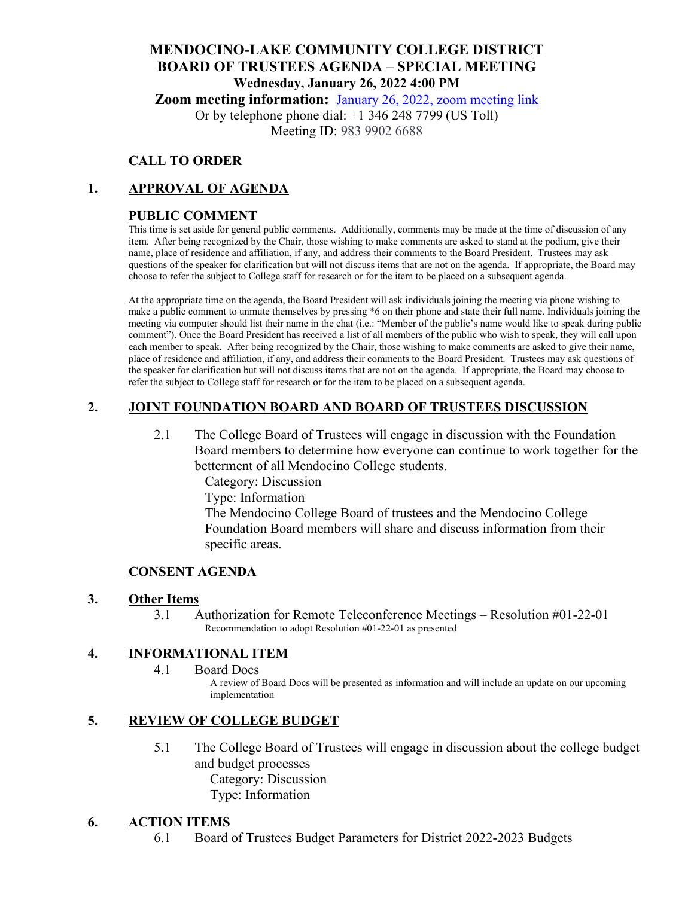# MENDOCINO-LAKE COMMUNITY COLLEGE DISTRICT
# BOARD OF TRUSTEES AGENDA – SPECIAL MEETING

**Wednesday, January 26, 2022 4:00 PM**

**Zoom meeting information:** January 26, 2022, zoom meeting link

Or by telephone phone dial: +1 346 248 7799 (US Toll)

Meeting ID: 983 9902 6688

## CALL TO ORDER

## 1. APPROVAL OF AGENDA

## PUBLIC COMMENT

This time is set aside for general public comments. Additionally, comments may be made at the time of discussion of any item. After being recognized by the Chair, those wishing to make comments are asked to stand at the podium, give their name, place of residence and affiliation, if any, and address their comments to the Board President. Trustees may ask questions of the speaker for clarification but will not discuss items that are not on the agenda. If appropriate, the Board may choose to refer the subject to College staff for research or for the item to be placed on a subsequent agenda.

At the appropriate time on the agenda, the Board President will ask individuals joining the meeting via phone wishing to make a public comment to unmute themselves by pressing *6 on their phone and state their full name. Individuals joining the meeting via computer should list their name in the chat (i.e.: "Member of the public's name would like to speak during public comment"). Once the Board President has received a list of all members of the public who wish to speak, they will call upon each member to speak. After being recognized by the Chair, those wishing to make comments are asked to give their name, place of residence and affiliation, if any, and address their comments to the Board President. Trustees may ask questions of the speaker for clarification but will not discuss items that are not on the agenda. If appropriate, the Board may choose to refer the subject to College staff for research or for the item to be placed on a subsequent agenda.

## 2. JOINT FOUNDATION BOARD AND BOARD OF TRUSTEES DISCUSSION

2.1 The College Board of Trustees will engage in discussion with the Foundation Board members to determine how everyone can continue to work together for the betterment of all Mendocino College students.

Category: Discussion

Type: Information

The Mendocino College Board of trustees and the Mendocino College Foundation Board members will share and discuss information from their specific areas.

## CONSENT AGENDA

## 3. Other Items

3.1 Authorization for Remote Teleconference Meetings – Resolution #01-22-01

Recommendation to adopt Resolution #01-22-01 as presented

## 4. INFORMATIONAL ITEM

4.1 Board Docs

A review of Board Docs will be presented as information and will include an update on our upcoming implementation

## 5. REVIEW OF COLLEGE BUDGET

5.1 The College Board of Trustees will engage in discussion about the college budget and budget processes

Category: Discussion

Type: Information

## 6. ACTION ITEMS

6.1 Board of Trustees Budget Parameters for District 2022-2023 Budgets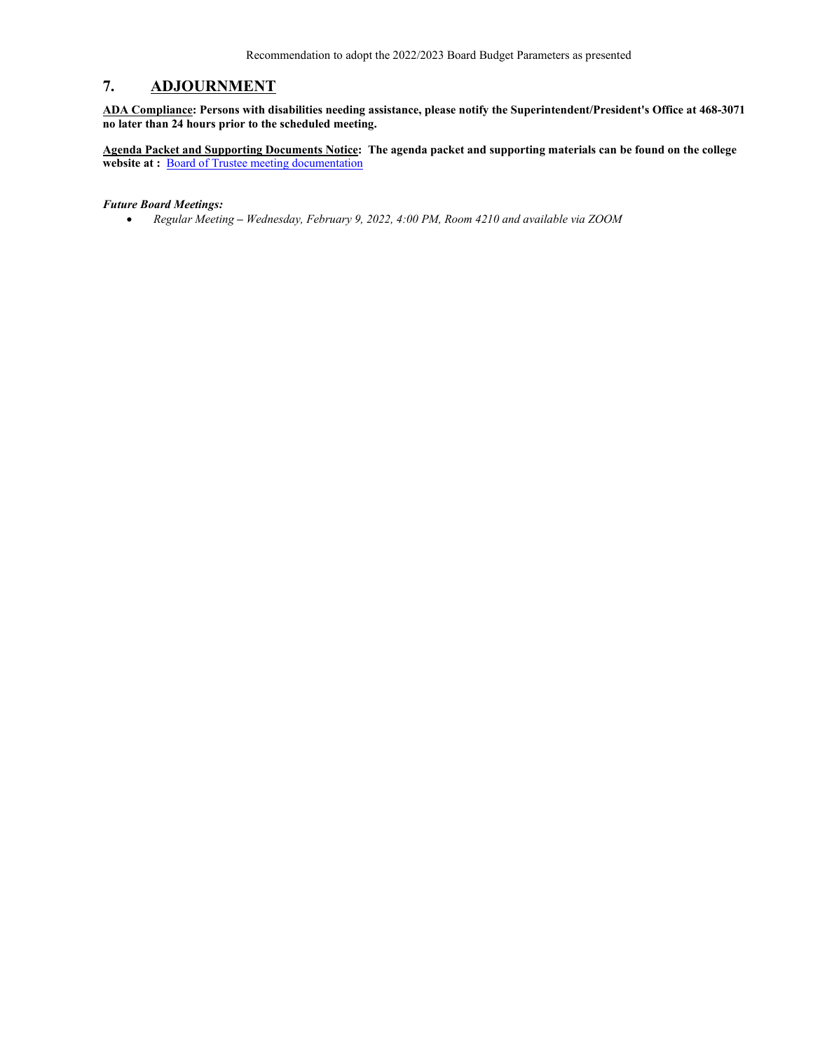Recommendation to adopt the 2022/2023 Board Budget Parameters as presented

## 7. ADJOURNMENT

**ADA Compliance: Persons with disabilities needing assistance, please notify the Superintendent/President's Office at 468-3071 no later than 24 hours prior to the scheduled meeting.**

**Agenda Packet and Supporting Documents Notice: The agenda packet and supporting materials can be found on the college website at :** Board of Trustee meeting documentation

***Future Board Meetings:***

- *Regular Meeting – Wednesday, February 9, 2022, 4:00 PM, Room 4210 and available via ZOOM*